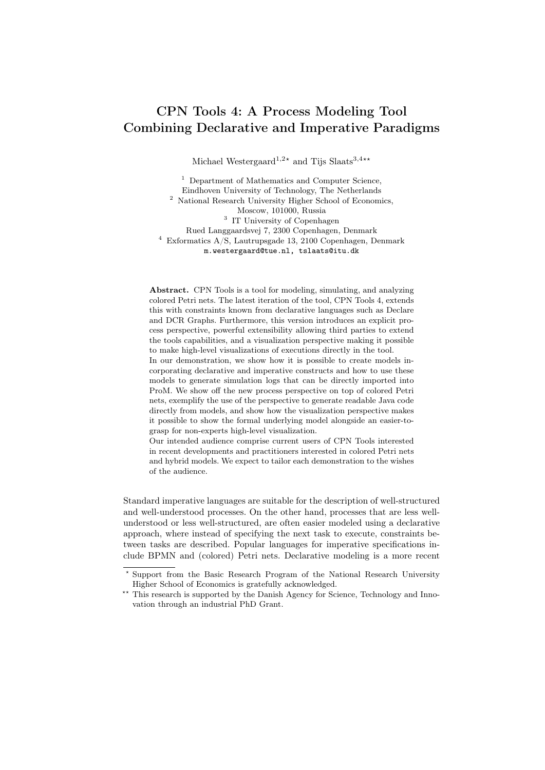# CPN Tools 4: A Process Modeling Tool Combining Declarative and Imperative Paradigms

Michael Westergaard[1,2*] and Tijs Slaats[3,4**]

[1] Department of Mathematics and Computer Science, Eindhoven University of Technology, The Netherlands
[2] National Research University Higher School of Economics, Moscow, 101000, Russia
[3] IT University of Copenhagen Rued Langgaardsvej 7, 2300 Copenhagen, Denmark
[4] Exformatics A/S, Lautrupsgade 13, 2100 Copenhagen, Denmark
m.westergaard@tue.nl, tslaats@itu.dk

**Abstract.** CPN Tools is a tool for modeling, simulating, and analyzing colored Petri nets. The latest iteration of the tool, CPN Tools 4, extends this with constraints known from declarative languages such as Declare and DCR Graphs. Furthermore, this version introduces an explicit process perspective, powerful extensibility allowing third parties to extend the tools capabilities, and a visualization perspective making it possible to make high-level visualizations of executions directly in the tool.
In our demonstration, we show how it is possible to create models incorporating declarative and imperative constructs and how to use these models to generate simulation logs that can be directly imported into ProM. We show off the new process perspective on top of colored Petri nets, exemplify the use of the perspective to generate readable Java code directly from models, and show how the visualization perspective makes it possible to show the formal underlying model alongside an easier-to-grasp for non-experts high-level visualization.
Our intended audience comprise current users of CPN Tools interested in recent developments and practitioners interested in colored Petri nets and hybrid models. We expect to tailor each demonstration to the wishes of the audience.

Standard imperative languages are suitable for the description of well-structured and well-understood processes. On the other hand, processes that are less well-understood or less well-structured, are often easier modeled using a declarative approach, where instead of specifying the next task to execute, constraints between tasks are described. Popular languages for imperative specifications include BPMN and (colored) Petri nets. Declarative modeling is a more recent

---

* Support from the Basic Research Program of the National Research University Higher School of Economics is gratefully acknowledged.

** This research is supported by the Danish Agency for Science, Technology and Innovation through an industrial PhD Grant.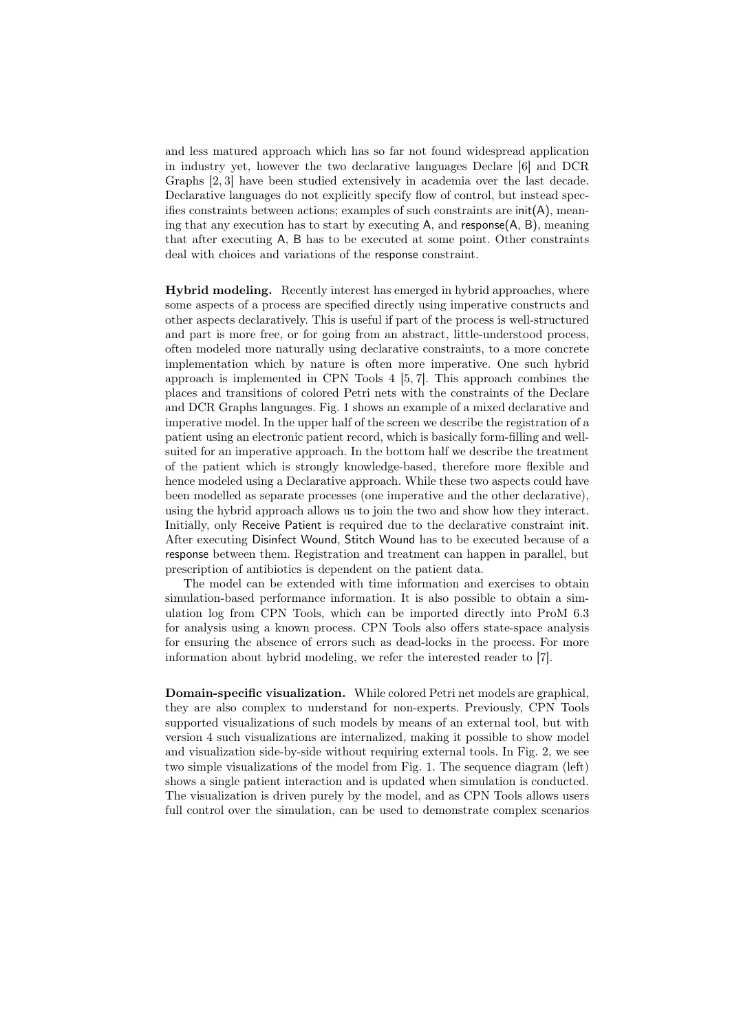and less matured approach which has so far not found widespread application in industry yet, however the two declarative languages Declare [6] and DCR Graphs [2, 3] have been studied extensively in academia over the last decade. Declarative languages do not explicitly specify flow of control, but instead specifies constraints between actions; examples of such constraints are init(A), meaning that any execution has to start by executing A, and response(A, B), meaning that after executing A, B has to be executed at some point. Other constraints deal with choices and variations of the response constraint.

**Hybrid modeling.** Recently interest has emerged in hybrid approaches, where some aspects of a process are specified directly using imperative constructs and other aspects declaratively. This is useful if part of the process is well-structured and part is more free, or for going from an abstract, little-understood process, often modeled more naturally using declarative constraints, to a more concrete implementation which by nature is often more imperative. One such hybrid approach is implemented in CPN Tools 4 [5, 7]. This approach combines the places and transitions of colored Petri nets with the constraints of the Declare and DCR Graphs languages. Fig. 1 shows an example of a mixed declarative and imperative model. In the upper half of the screen we describe the registration of a patient using an electronic patient record, which is basically form-filling and well-suited for an imperative approach. In the bottom half we describe the treatment of the patient which is strongly knowledge-based, therefore more flexible and hence modeled using a Declarative approach. While these two aspects could have been modelled as separate processes (one imperative and the other declarative), using the hybrid approach allows us to join the two and show how they interact. Initially, only Receive Patient is required due to the declarative constraint init. After executing Disinfect Wound, Stitch Wound has to be executed because of a response between them. Registration and treatment can happen in parallel, but prescription of antibiotics is dependent on the patient data.

The model can be extended with time information and exercises to obtain simulation-based performance information. It is also possible to obtain a simulation log from CPN Tools, which can be imported directly into ProM 6.3 for analysis using a known process. CPN Tools also offers state-space analysis for ensuring the absence of errors such as dead-locks in the process. For more information about hybrid modeling, we refer the interested reader to [7].

**Domain-specific visualization.** While colored Petri net models are graphical, they are also complex to understand for non-experts. Previously, CPN Tools supported visualizations of such models by means of an external tool, but with version 4 such visualizations are internalized, making it possible to show model and visualization side-by-side without requiring external tools. In Fig. 2, we see two simple visualizations of the model from Fig. 1. The sequence diagram (left) shows a single patient interaction and is updated when simulation is conducted. The visualization is driven purely by the model, and as CPN Tools allows users full control over the simulation, can be used to demonstrate complex scenarios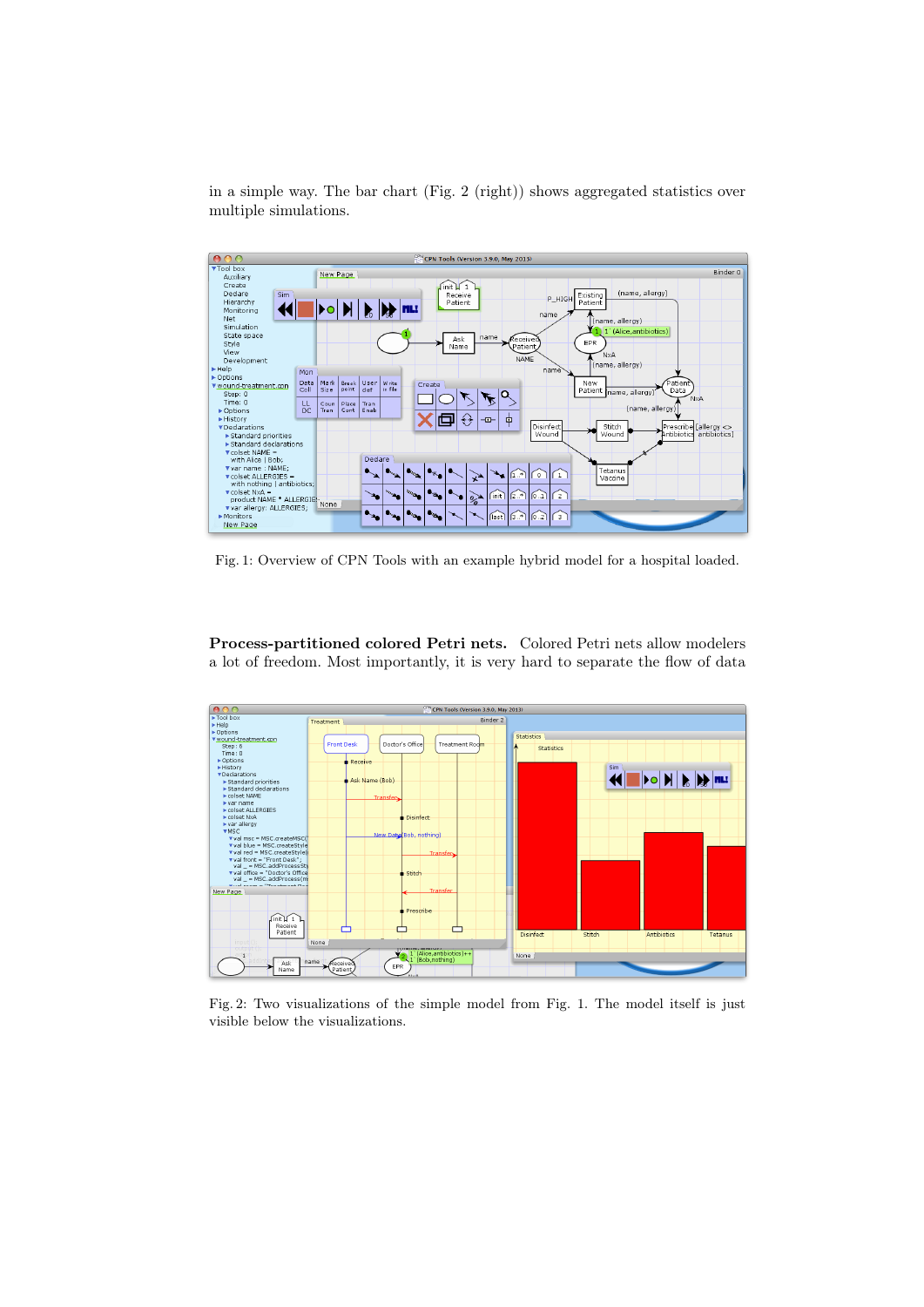in a simple way. The bar chart (Fig. 2 (right)) shows aggregated statistics over multiple simulations.

Fig. 1: Overview of CPN Tools with an example hybrid model for a hospital loaded.

**Process-partitioned colored Petri nets.** Colored Petri nets allow modelers a lot of freedom. Most importantly, it is very hard to separate the flow of data

Fig. 2: Two visualizations of the simple model from Fig. 1. The model itself is just visible below the visualizations.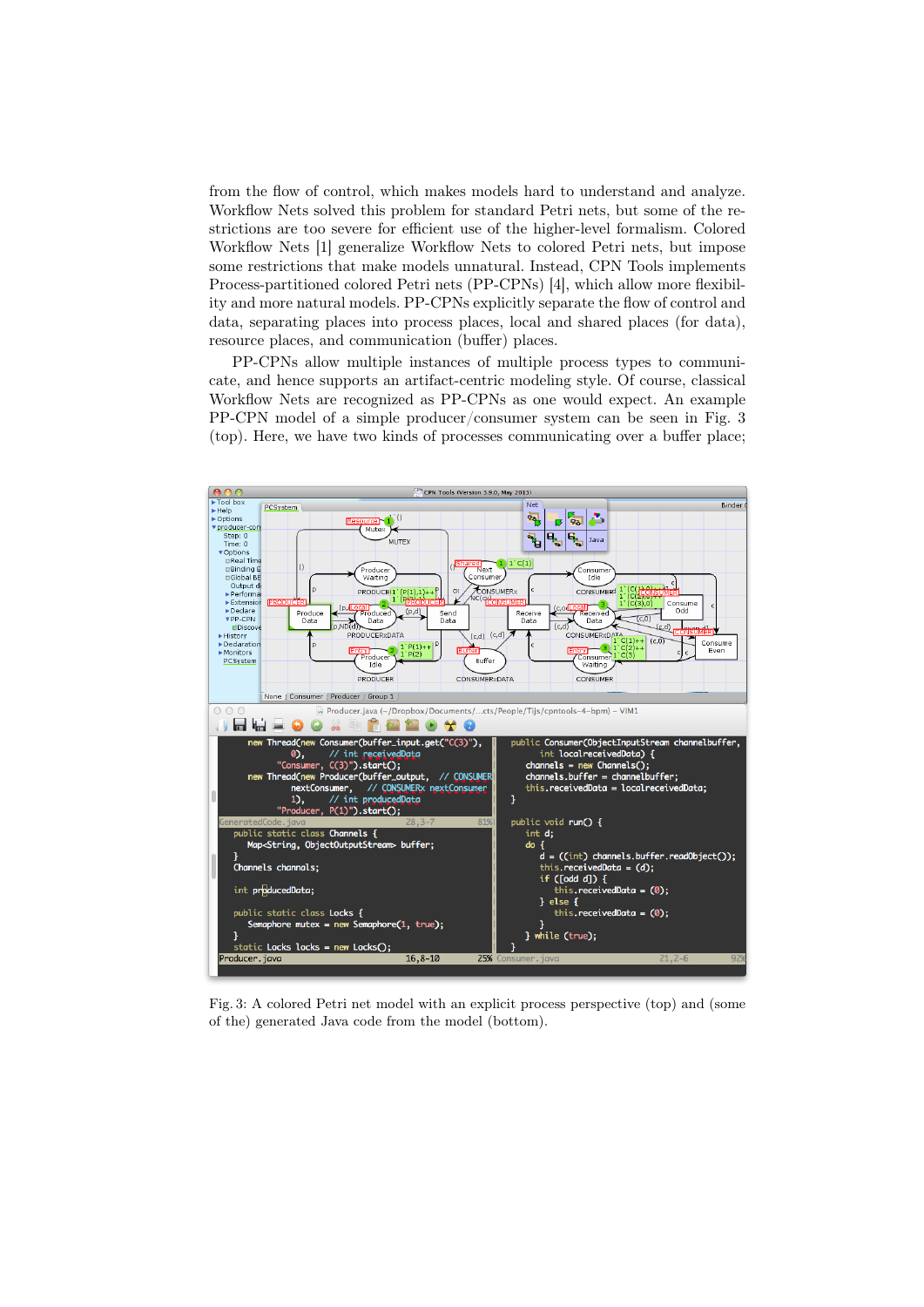from the flow of control, which makes models hard to understand and analyze. Workflow Nets solved this problem for standard Petri nets, but some of the restrictions are too severe for efficient use of the higher-level formalism. Colored Workflow Nets [1] generalize Workflow Nets to colored Petri nets, but impose some restrictions that make models unnatural. Instead, CPN Tools implements Process-partitioned colored Petri nets (PP-CPNs) [4], which allow more flexibility and more natural models. PP-CPNs explicitly separate the flow of control and data, separating places into process places, local and shared places (for data), resource places, and communication (buffer) places.

PP-CPNs allow multiple instances of multiple process types to communicate, and hence supports an artifact-centric modeling style. Of course, classical Workflow Nets are recognized as PP-CPNs as one would expect. An example PP-CPN model of a simple producer/consumer system can be seen in Fig. 3 (top). Here, we have two kinds of processes communicating over a buffer place;

Fig. 3: A colored Petri net model with an explicit process perspective (top) and (some of the) generated Java code from the model (bottom).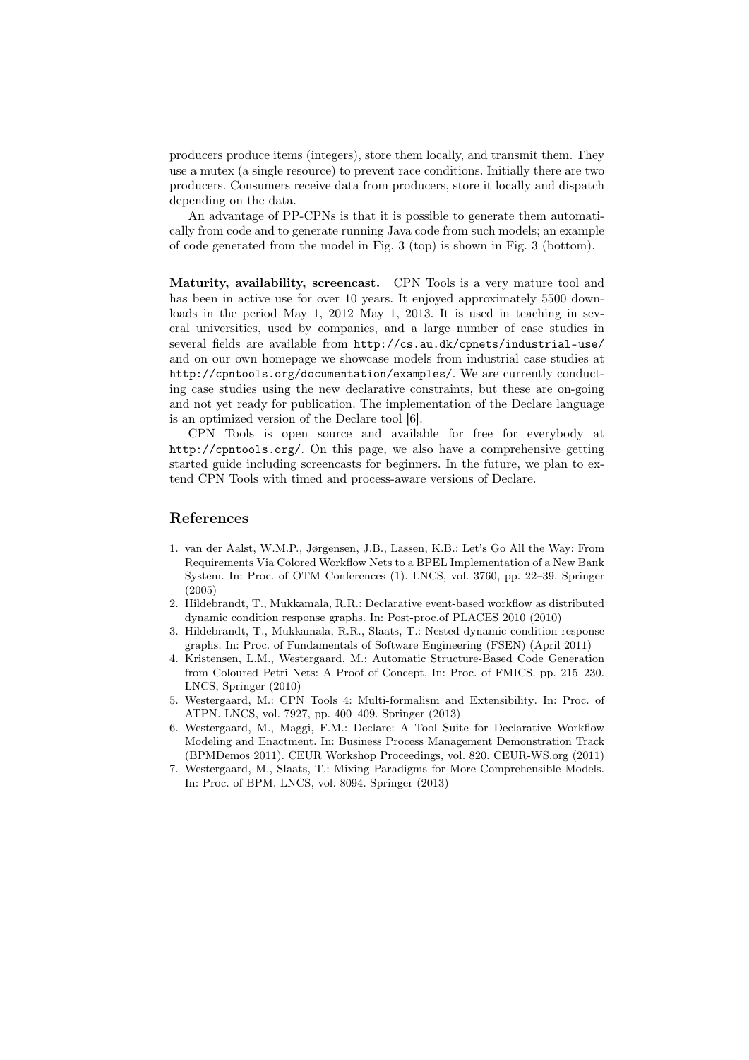producers produce items (integers), store them locally, and transmit them. They use a mutex (a single resource) to prevent race conditions. Initially there are two producers. Consumers receive data from producers, store it locally and dispatch depending on the data.

An advantage of PP-CPNs is that it is possible to generate them automatically from code and to generate running Java code from such models; an example of code generated from the model in Fig. 3 (top) is shown in Fig. 3 (bottom).

**Maturity, availability, screencast.** CPN Tools is a very mature tool and has been in active use for over 10 years. It enjoyed approximately 5500 downloads in the period May 1, 2012–May 1, 2013. It is used in teaching in several universities, used by companies, and a large number of case studies in several fields are available from `http://cs.au.dk/cpnets/industrial-use/` and on our own homepage we showcase models from industrial case studies at `http://cpntools.org/documentation/examples/`. We are currently conducting case studies using the new declarative constraints, but these are on-going and not yet ready for publication. The implementation of the Declare language is an optimized version of the Declare tool [6].

CPN Tools is open source and available for free for everybody at `http://cpntools.org/`. On this page, we also have a comprehensive getting started guide including screencasts for beginners. In the future, we plan to extend CPN Tools with timed and process-aware versions of Declare.

## References

1. van der Aalst, W.M.P., Jørgensen, J.B., Lassen, K.B.: Let's Go All the Way: From Requirements Via Colored Workflow Nets to a BPEL Implementation of a New Bank System. In: Proc. of OTM Conferences (1). LNCS, vol. 3760, pp. 22–39. Springer (2005)
2. Hildebrandt, T., Mukkamala, R.R.: Declarative event-based workflow as distributed dynamic condition response graphs. In: Post-proc.of PLACES 2010 (2010)
3. Hildebrandt, T., Mukkamala, R.R., Slaats, T.: Nested dynamic condition response graphs. In: Proc. of Fundamentals of Software Engineering (FSEN) (April 2011)
4. Kristensen, L.M., Westergaard, M.: Automatic Structure-Based Code Generation from Coloured Petri Nets: A Proof of Concept. In: Proc. of FMICS. pp. 215–230. LNCS, Springer (2010)
5. Westergaard, M.: CPN Tools 4: Multi-formalism and Extensibility. In: Proc. of ATPN. LNCS, vol. 7927, pp. 400–409. Springer (2013)
6. Westergaard, M., Maggi, F.M.: Declare: A Tool Suite for Declarative Workflow Modeling and Enactment. In: Business Process Management Demonstration Track (BPMDemos 2011). CEUR Workshop Proceedings, vol. 820. CEUR-WS.org (2011)
7. Westergaard, M., Slaats, T.: Mixing Paradigms for More Comprehensible Models. In: Proc. of BPM. LNCS, vol. 8094. Springer (2013)